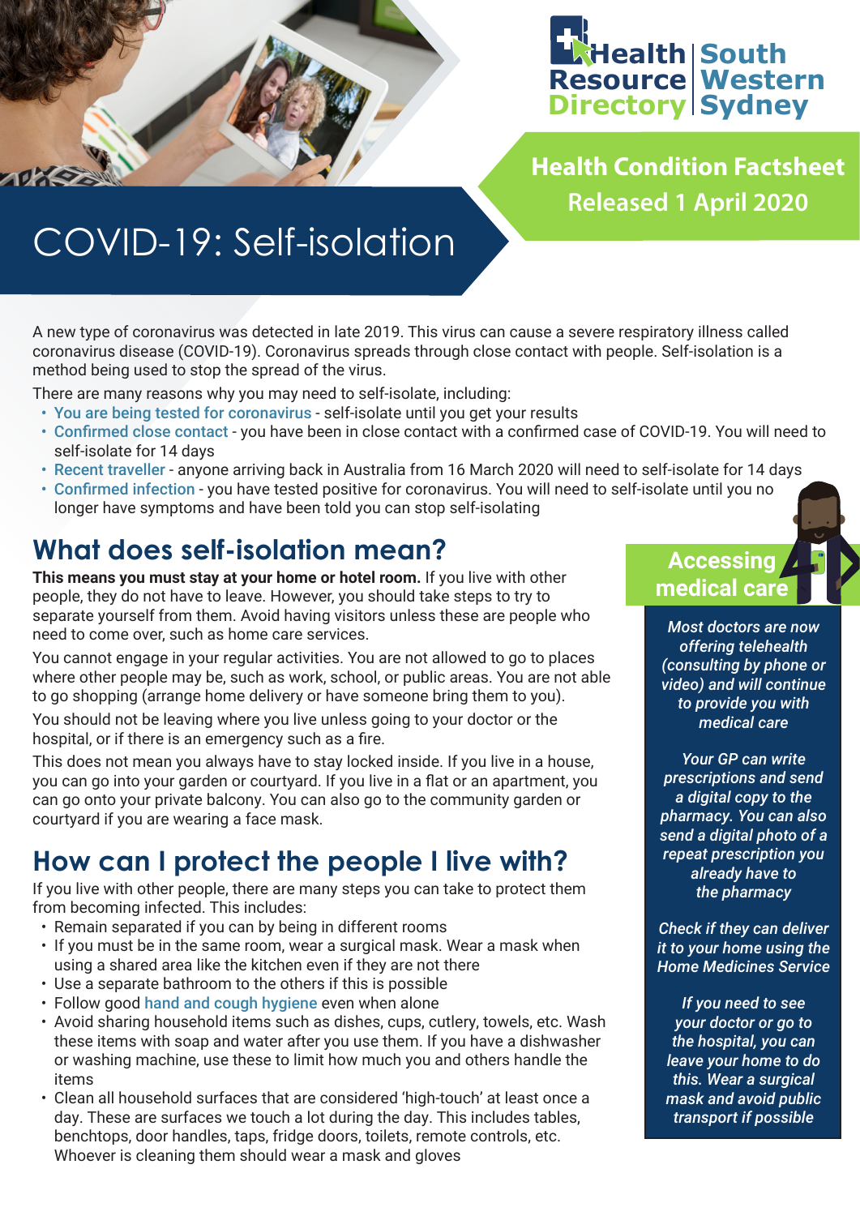Health Resource Directory | South Western Sydney

**Health Condition Factsheet**
**Released 1 April 2020**

# COVID-19: Self-isolation

A new type of coronavirus was detected in late 2019. This virus can cause a severe respiratory illness called coronavirus disease (COVID-19). Coronavirus spreads through close contact with people. Self-isolation is a method being used to stop the spread of the virus.

There are many reasons why you may need to self-isolate, including:

- You are being tested for coronavirus - self-isolate until you get your results
- Confirmed close contact - you have been in close contact with a confirmed case of COVID-19. You will need to self-isolate for 14 days
- Recent traveller - anyone arriving back in Australia from 16 March 2020 will need to self-isolate for 14 days
- Confirmed infection - you have tested positive for coronavirus. You will need to self-isolate until you no longer have symptoms and have been told you can stop self-isolating

## What does self-isolation mean?

**This means you must stay at your home or hotel room.** If you live with other people, they do not have to leave. However, you should take steps to try to separate yourself from them. Avoid having visitors unless these are people who need to come over, such as home care services.

You cannot engage in your regular activities. You are not allowed to go to places where other people may be, such as work, school, or public areas. You are not able to go shopping (arrange home delivery or have someone bring them to you).

You should not be leaving where you live unless going to your doctor or the hospital, or if there is an emergency such as a fire.

This does not mean you always have to stay locked inside. If you live in a house, you can go into your garden or courtyard. If you live in a flat or an apartment, you can go onto your private balcony. You can also go to the community garden or courtyard if you are wearing a face mask.

## How can I protect the people I live with?

If you live with other people, there are many steps you can take to protect them from becoming infected. This includes:

- Remain separated if you can by being in different rooms
- If you must be in the same room, wear a surgical mask. Wear a mask when using a shared area like the kitchen even if they are not there
- Use a separate bathroom to the others if this is possible
- Follow good hand and cough hygiene even when alone
- Avoid sharing household items such as dishes, cups, cutlery, towels, etc. Wash these items with soap and water after you use them. If you have a dishwasher or washing machine, use these to limit how much you and others handle the items
- Clean all household surfaces that are considered 'high-touch' at least once a day. These are surfaces we touch a lot during the day. This includes tables, benchtops, door handles, taps, fridge doors, toilets, remote controls, etc. Whoever is cleaning them should wear a mask and gloves

### Accessing medical care

*Most doctors are now offering telehealth (consulting by phone or video) and will continue to provide you with medical care*

*Your GP can write prescriptions and send a digital copy to the pharmacy. You can also send a digital photo of a repeat prescription you already have to the pharmacy*

*Check if they can deliver it to your home using the Home Medicines Service*

*If you need to see your doctor or go to the hospital, you can leave your home to do this. Wear a surgical mask and avoid public transport if possible*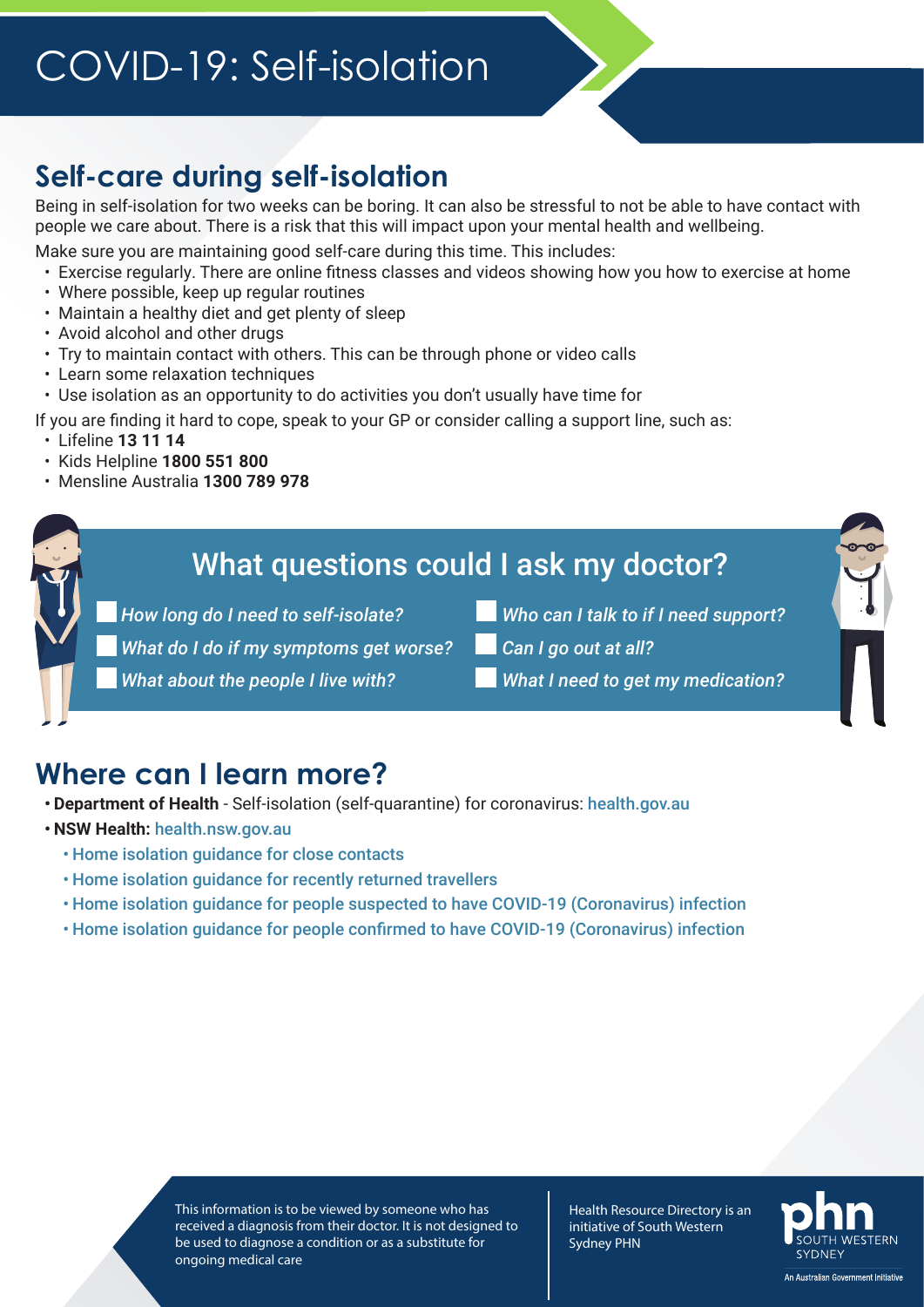# COVID-19: Self-isolation

## Self-care during self-isolation

Being in self-isolation for two weeks can be boring. It can also be stressful to not be able to have contact with people we care about. There is a risk that this will impact upon your mental health and wellbeing.

Make sure you are maintaining good self-care during this time. This includes:

- Exercise regularly. There are online fitness classes and videos showing how you how to exercise at home
- Where possible, keep up regular routines
- Maintain a healthy diet and get plenty of sleep
- Avoid alcohol and other drugs
- Try to maintain contact with others. This can be through phone or video calls
- Learn some relaxation techniques
- Use isolation as an opportunity to do activities you don't usually have time for

If you are finding it hard to cope, speak to your GP or consider calling a support line, such as:

- Lifeline **13 11 14**
- Kids Helpline **1800 551 800**
- Mensline Australia **1300 789 978**

## What questions could I ask my doctor?

- *How long do I need to self-isolate?*
- *What do I do if my symptoms get worse?*
- *What about the people I live with?*
- *Who can I talk to if I need support?*
- *Can I go out at all?*
- *What I need to get my medication?*

## Where can I learn more?

- **Department of Health** - Self-isolation (self-quarantine) for coronavirus: health.gov.au
- **NSW Health:** health.nsw.gov.au
  - Home isolation guidance for close contacts
  - Home isolation guidance for recently returned travellers
  - Home isolation guidance for people suspected to have COVID-19 (Coronavirus) infection
  - Home isolation guidance for people confirmed to have COVID-19 (Coronavirus) infection

This information is to be viewed by someone who has received a diagnosis from their doctor. It is not designed to be used to diagnose a condition or as a substitute for ongoing medical care

Health Resource Directory is an initiative of South Western Sydney PHN

phn SOUTH WESTERN SYDNEY

An Australian Government Initiative